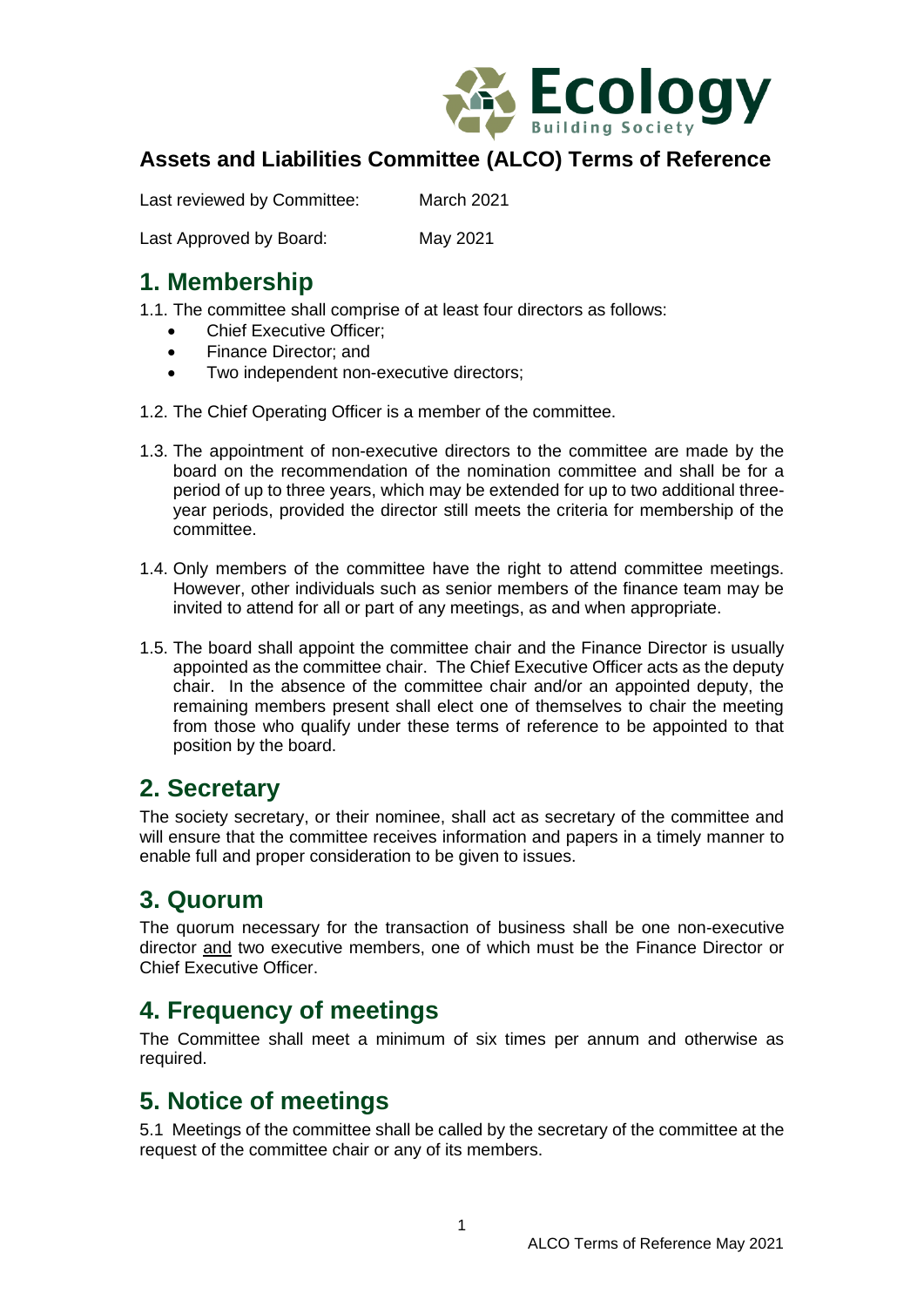Ecology Building Society

## Assets and Liabilities Committee (ALCO) Terms of Reference

Last reviewed by Committee: March 2021

Last Approved by Board: May 2021

# 1. Membership

1.1. The committee shall comprise of at least four directors as follows:

- Chief Executive Officer;
- Finance Director; and
- Two independent non-executive directors;

1.2. The Chief Operating Officer is a member of the committee.

1.3. The appointment of non-executive directors to the committee are made by the board on the recommendation of the nomination committee and shall be for a period of up to three years, which may be extended for up to two additional three-year periods, provided the director still meets the criteria for membership of the committee.

1.4. Only members of the committee have the right to attend committee meetings. However, other individuals such as senior members of the finance team may be invited to attend for all or part of any meetings, as and when appropriate.

1.5. The board shall appoint the committee chair and the Finance Director is usually appointed as the committee chair. The Chief Executive Officer acts as the deputy chair. In the absence of the committee chair and/or an appointed deputy, the remaining members present shall elect one of themselves to chair the meeting from those who qualify under these terms of reference to be appointed to that position by the board.

# 2. Secretary

The society secretary, or their nominee, shall act as secretary of the committee and will ensure that the committee receives information and papers in a timely manner to enable full and proper consideration to be given to issues.

# 3. Quorum

The quorum necessary for the transaction of business shall be one non-executive director <u>and</u> two executive members, one of which must be the Finance Director or Chief Executive Officer.

# 4. Frequency of meetings

The Committee shall meet a minimum of six times per annum and otherwise as required.

# 5. Notice of meetings

5.1 Meetings of the committee shall be called by the secretary of the committee at the request of the committee chair or any of its members.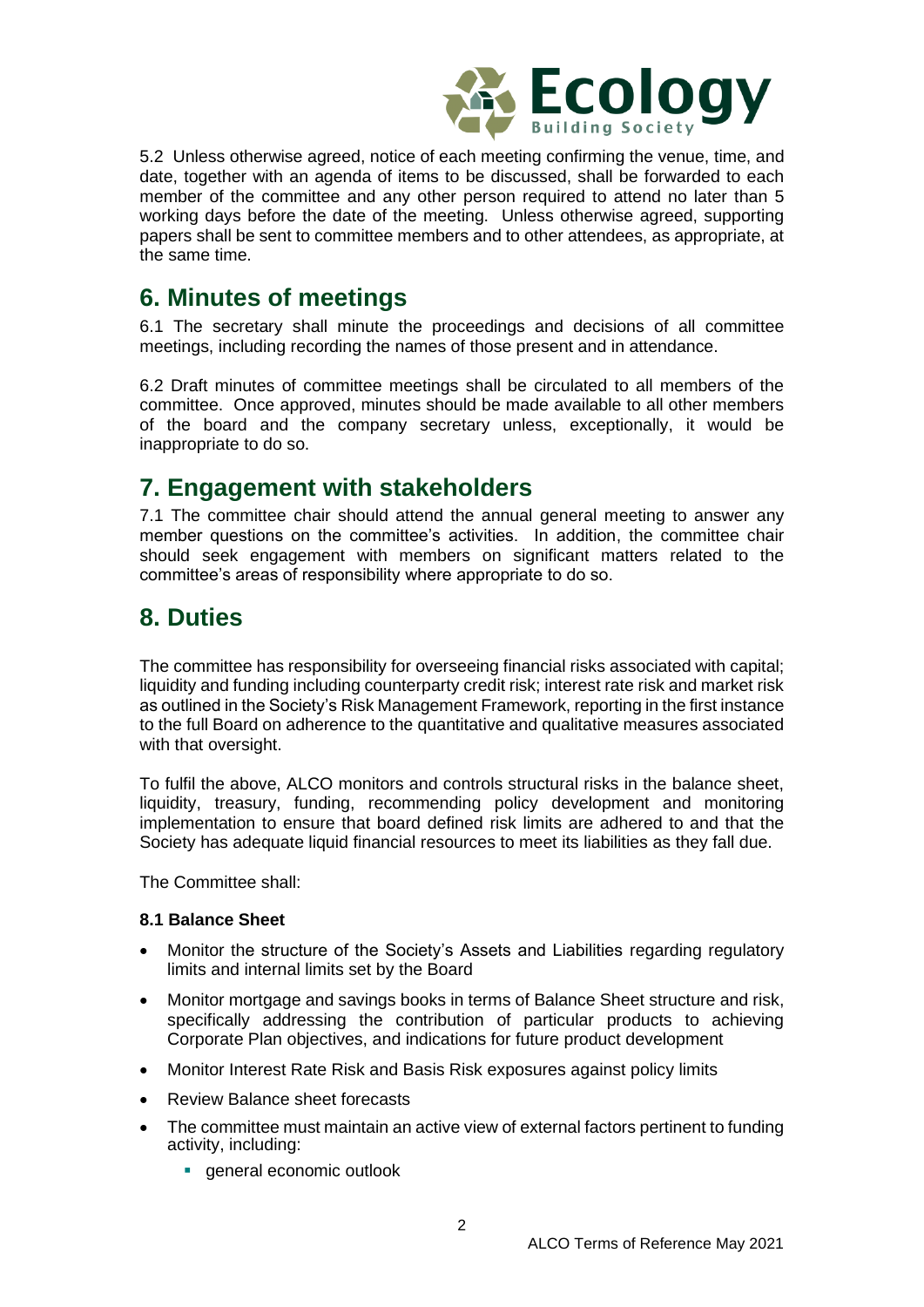5.2 Unless otherwise agreed, notice of each meeting confirming the venue, time, and date, together with an agenda of items to be discussed, shall be forwarded to each member of the committee and any other person required to attend no later than 5 working days before the date of the meeting. Unless otherwise agreed, supporting papers shall be sent to committee members and to other attendees, as appropriate, at the same time.

## 6. Minutes of meetings

6.1 The secretary shall minute the proceedings and decisions of all committee meetings, including recording the names of those present and in attendance.

6.2 Draft minutes of committee meetings shall be circulated to all members of the committee. Once approved, minutes should be made available to all other members of the board and the company secretary unless, exceptionally, it would be inappropriate to do so.

## 7. Engagement with stakeholders

7.1 The committee chair should attend the annual general meeting to answer any member questions on the committee's activities. In addition, the committee chair should seek engagement with members on significant matters related to the committee's areas of responsibility where appropriate to do so.

## 8. Duties

The committee has responsibility for overseeing financial risks associated with capital; liquidity and funding including counterparty credit risk; interest rate risk and market risk as outlined in the Society's Risk Management Framework, reporting in the first instance to the full Board on adherence to the quantitative and qualitative measures associated with that oversight.

To fulfil the above, ALCO monitors and controls structural risks in the balance sheet, liquidity, treasury, funding, recommending policy development and monitoring implementation to ensure that board defined risk limits are adhered to and that the Society has adequate liquid financial resources to meet its liabilities as they fall due.

The Committee shall:

**8.1 Balance Sheet**

- Monitor the structure of the Society's Assets and Liabilities regarding regulatory limits and internal limits set by the Board
- Monitor mortgage and savings books in terms of Balance Sheet structure and risk, specifically addressing the contribution of particular products to achieving Corporate Plan objectives, and indications for future product development
- Monitor Interest Rate Risk and Basis Risk exposures against policy limits
- Review Balance sheet forecasts
- The committee must maintain an active view of external factors pertinent to funding activity, including:
  - general economic outlook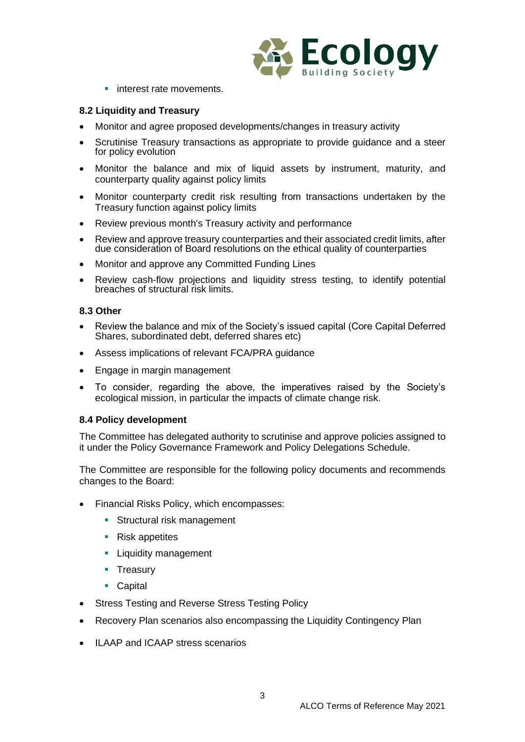- interest rate movements.

**8.2 Liquidity and Treasury**

- Monitor and agree proposed developments/changes in treasury activity
- Scrutinise Treasury transactions as appropriate to provide guidance and a steer for policy evolution
- Monitor the balance and mix of liquid assets by instrument, maturity, and counterparty quality against policy limits
- Monitor counterparty credit risk resulting from transactions undertaken by the Treasury function against policy limits
- Review previous month's Treasury activity and performance
- Review and approve treasury counterparties and their associated credit limits, after due consideration of Board resolutions on the ethical quality of counterparties
- Monitor and approve any Committed Funding Lines
- Review cash-flow projections and liquidity stress testing, to identify potential breaches of structural risk limits.

**8.3 Other**

- Review the balance and mix of the Society's issued capital (Core Capital Deferred Shares, subordinated debt, deferred shares etc)
- Assess implications of relevant FCA/PRA guidance
- Engage in margin management
- To consider, regarding the above, the imperatives raised by the Society's ecological mission, in particular the impacts of climate change risk.

**8.4 Policy development**

The Committee has delegated authority to scrutinise and approve policies assigned to it under the Policy Governance Framework and Policy Delegations Schedule.

The Committee are responsible for the following policy documents and recommends changes to the Board:

- Financial Risks Policy, which encompasses:
  - Structural risk management
  - Risk appetites
  - Liquidity management
  - Treasury
  - Capital
- Stress Testing and Reverse Stress Testing Policy
- Recovery Plan scenarios also encompassing the Liquidity Contingency Plan
- ILAAP and ICAAP stress scenarios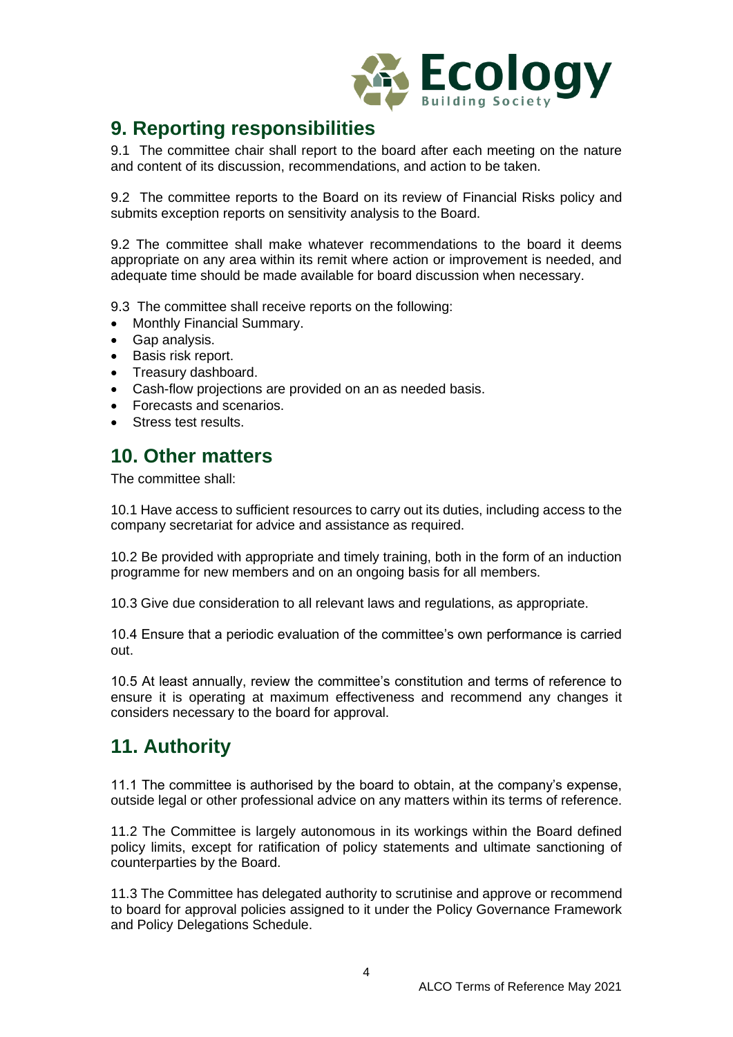## 9. Reporting responsibilities

9.1 The committee chair shall report to the board after each meeting on the nature and content of its discussion, recommendations, and action to be taken.

9.2 The committee reports to the Board on its review of Financial Risks policy and submits exception reports on sensitivity analysis to the Board.

9.2 The committee shall make whatever recommendations to the board it deems appropriate on any area within its remit where action or improvement is needed, and adequate time should be made available for board discussion when necessary.

9.3 The committee shall receive reports on the following:

- Monthly Financial Summary.
- Gap analysis.
- Basis risk report.
- Treasury dashboard.
- Cash-flow projections are provided on an as needed basis.
- Forecasts and scenarios.
- Stress test results.

## 10. Other matters

The committee shall:

10.1 Have access to sufficient resources to carry out its duties, including access to the company secretariat for advice and assistance as required.

10.2 Be provided with appropriate and timely training, both in the form of an induction programme for new members and on an ongoing basis for all members.

10.3 Give due consideration to all relevant laws and regulations, as appropriate.

10.4 Ensure that a periodic evaluation of the committee's own performance is carried out.

10.5 At least annually, review the committee's constitution and terms of reference to ensure it is operating at maximum effectiveness and recommend any changes it considers necessary to the board for approval.

## 11. Authority

11.1 The committee is authorised by the board to obtain, at the company's expense, outside legal or other professional advice on any matters within its terms of reference.

11.2 The Committee is largely autonomous in its workings within the Board defined policy limits, except for ratification of policy statements and ultimate sanctioning of counterparties by the Board.

11.3 The Committee has delegated authority to scrutinise and approve or recommend to board for approval policies assigned to it under the Policy Governance Framework and Policy Delegations Schedule.